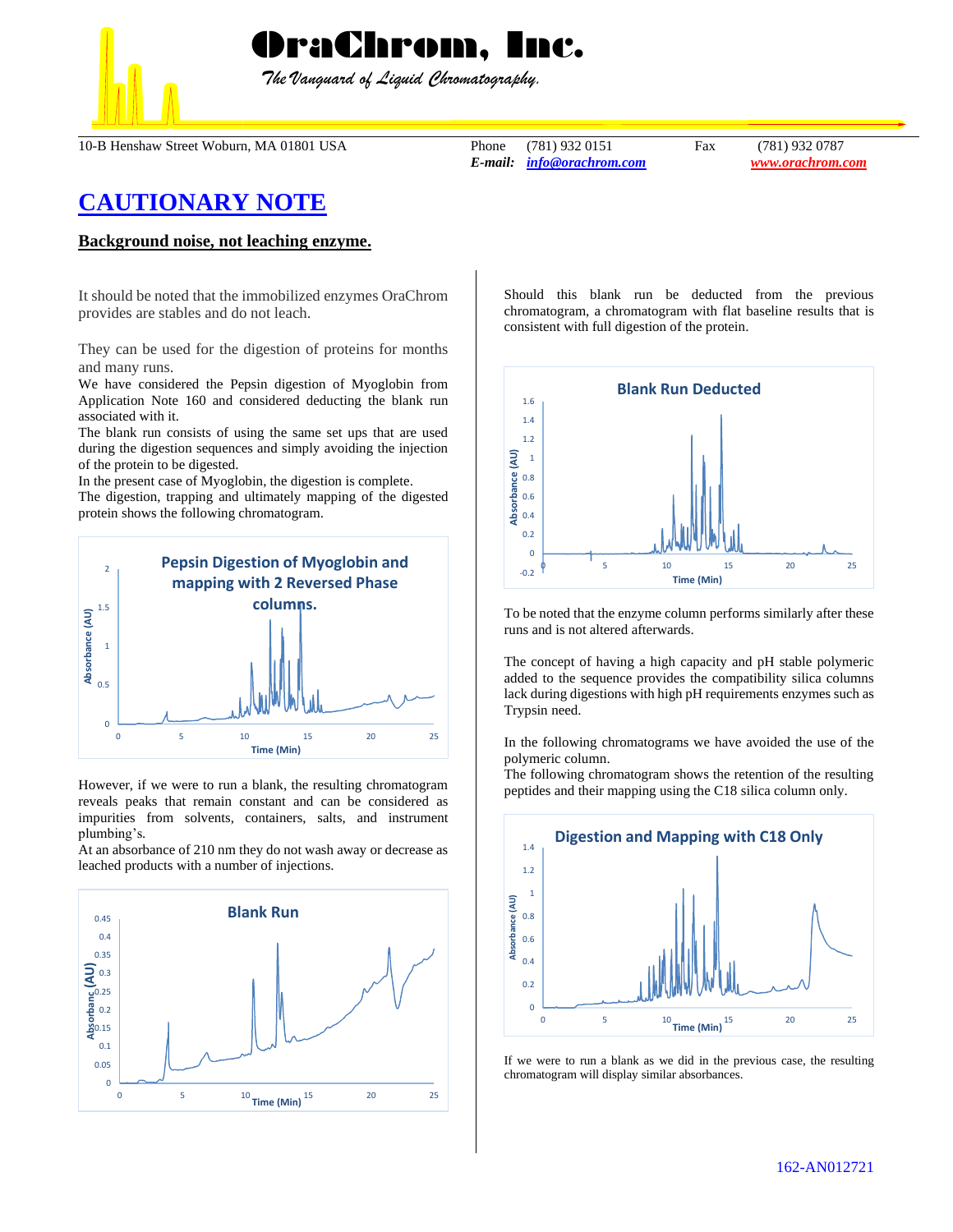# OraChrom, Inc.

*The Vanguard of Liquid Chromatography.*

10-B Henshaw Street Woburn, MA 01801 USA Phone (781) 932 0151 Fax (781) 932 0787
*E-mail:* *info@orachrom.com* *www.orachrom.com*

# CAUTIONARY NOTE

## Background noise, not leaching enzyme.

It should be noted that the immobilized enzymes OraChrom provides are stables and do not leach.

They can be used for the digestion of proteins for months and many runs.
We have considered the Pepsin digestion of Myoglobin from Application Note 160 and considered deducting the blank run associated with it.
The blank run consists of using the same set ups that are used during the digestion sequences and simply avoiding the injection of the protein to be digested.
In the present case of Myoglobin, the digestion is complete.
The digestion, trapping and ultimately mapping of the digested protein shows the following chromatogram.

**Pepsin Digestion of Myoglobin and mapping with 2 Reversed Phase columns.**

However, if we were to run a blank, the resulting chromatogram reveals peaks that remain constant and can be considered as impurities from solvents, containers, salts, and instrument plumbing's.
At an absorbance of 210 nm they do not wash away or decrease as leached products with a number of injections.

**Blank Run**

Should this blank run be deducted from the previous chromatogram, a chromatogram with flat baseline results that is consistent with full digestion of the protein.

**Blank Run Deducted**

To be noted that the enzyme column performs similarly after these runs and is not altered afterwards.

The concept of having a high capacity and pH stable polymeric added to the sequence provides the compatibility silica columns lack during digestions with high pH requirements enzymes such as Trypsin need.

In the following chromatograms we have avoided the use of the polymeric column.
The following chromatogram shows the retention of the resulting peptides and their mapping using the C18 silica column only.

**Digestion and Mapping with C18 Only**

If we were to run a blank as we did in the previous case, the resulting chromatogram will display similar absorbances.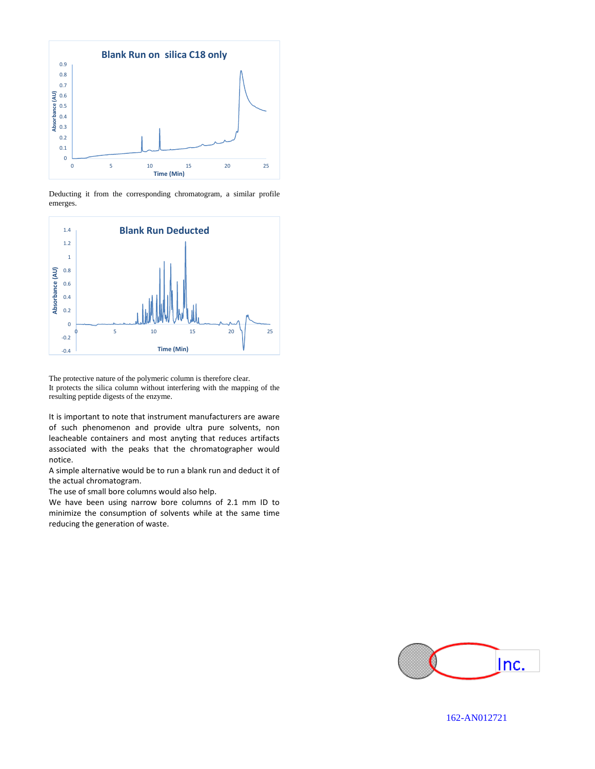Blank Run on silica C18 only

Absorbance (AU)

0.9
0.8
0.7
0.6
0.5
0.4
0.3
0.2
0.1
0

0 5 10 15 20 25

Time (Min)

Deducting it from the corresponding chromatogram, a similar profile emerges.

Blank Run Deducted

Absorbance (AU)

1.4
1.2
1
0.8
0.6
0.4
0.2
0
-0.2
-0.4

0 5 10 15 20 25

Time (Min)

The protective nature of the polymeric column is therefore clear.
It protects the silica column without interfering with the mapping of the resulting peptide digests of the enzyme.

It is important to note that instrument manufacturers are aware of such phenomenon and provide ultra pure solvents, non leacheable containers and most anyting that reduces artifacts associated with the peaks that the chromatographer would notice.
A simple alternative would be to run a blank run and deduct it of the actual chromatogram.
The use of small bore columns would also help.
We have been using narrow bore columns of 2.1 mm ID to minimize the consumption of solvents while at the same time reducing the generation of waste.

Inc.

162-AN012721